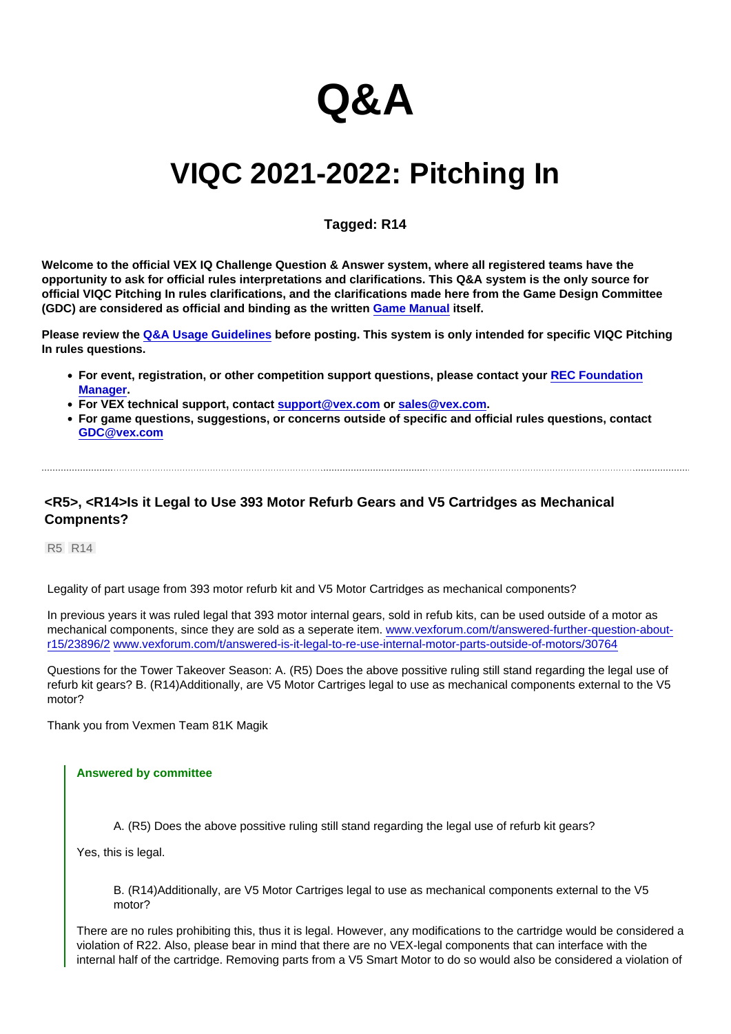# Q&A

# VIQC 2021-2022: Pitching In

**Tagged: R14**

**Welcome to the official VEX IQ Challenge Question & Answer system, where all registered teams have the opportunity to ask for official rules interpretations and clarifications. This Q&A system is the only source for official VIQC Pitching In rules clarifications, and the clarifications made here from the Game Design Committee (GDC) are considered as official and binding as the written [Game Manual](#) itself.**

**Please review the [Q&A Usage Guidelines](#) before posting. This system is only intended for specific VIQC Pitching In rules questions.**

- **For event, registration, or other competition support questions, please contact your [REC Foundation Manager](#).**
- **For VEX technical support, contact [support@vex.com](mailto:support@vex.com) or [sales@vex.com](mailto:sales@vex.com).**
- **For game questions, suggestions, or concerns outside of specific and official rules questions, contact [GDC@vex.com](mailto:GDC@vex.com)**

---

### <R5>, <R14>Is it Legal to Use 393 Motor Refurb Gears and V5 Cartridges as Mechanical Compnents?

R5 R14

Legality of part usage from 393 motor refurb kit and V5 Motor Cartridges as mechanical components?

In previous years it was ruled legal that 393 motor internal gears, sold in refub kits, can be used outside of a motor as mechanical components, since they are sold as a seperate item. [www.vexforum.com/t/answered-further-question-about-r15/23896/2](http://www.vexforum.com/t/answered-further-question-about-r15/23896/2) [www.vexforum.com/t/answered-is-it-legal-to-re-use-internal-motor-parts-outside-of-motors/30764](http://www.vexforum.com/t/answered-is-it-legal-to-re-use-internal-motor-parts-outside-of-motors/30764)

Questions for the Tower Takeover Season: A. (R5) Does the above possitive ruling still stand regarding the legal use of refurb kit gears? B. (R14)Additionally, are V5 Motor Cartriges legal to use as mechanical components external to the V5 motor?

Thank you from Vexmen Team 81K Magik

> **Answered by committee**
>
> > A. (R5) Does the above possitive ruling still stand regarding the legal use of refurb kit gears?
>
> Yes, this is legal.
>
> > B. (R14)Additionally, are V5 Motor Cartriges legal to use as mechanical components external to the V5 motor?
>
> There are no rules prohibiting this, thus it is legal. However, any modifications to the cartridge would be considered a violation of R22. Also, please bear in mind that there are no VEX-legal components that can interface with the internal half of the cartridge. Removing parts from a V5 Smart Motor to do so would also be considered a violation of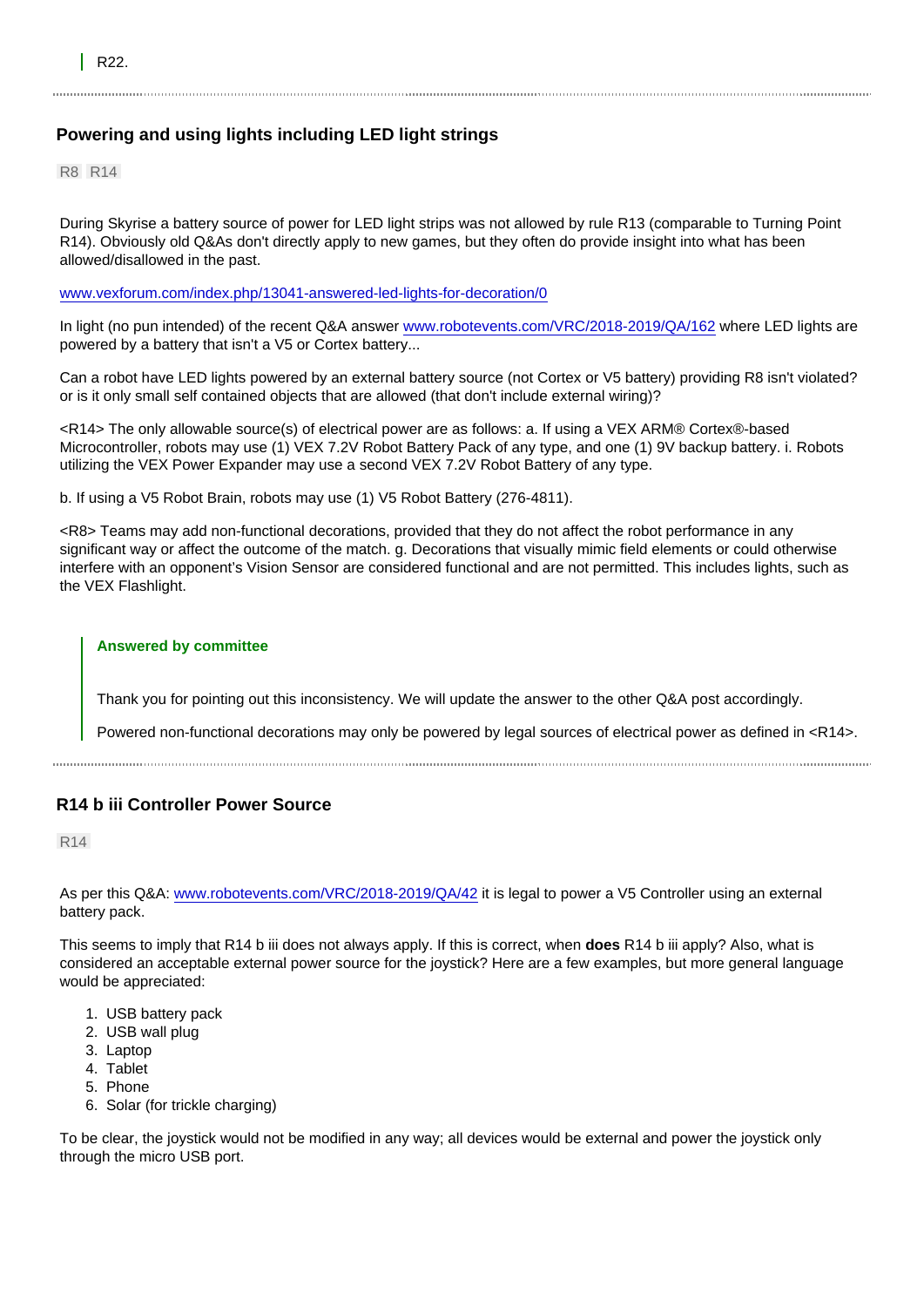R22.

---

## Powering and using lights including LED light strings

R8 R14

During Skyrise a battery source of power for LED light strips was not allowed by rule R13 (comparable to Turning Point R14). Obviously old Q&As don't directly apply to new games, but they often do provide insight into what has been allowed/disallowed in the past.

www.vexforum.com/index.php/13041-answered-led-lights-for-decoration/0

In light (no pun intended) of the recent Q&A answer www.robotevents.com/VRC/2018-2019/QA/162 where LED lights are powered by a battery that isn't a V5 or Cortex battery...

Can a robot have LED lights powered by an external battery source (not Cortex or V5 battery) providing R8 isn't violated? or is it only small self contained objects that are allowed (that don't include external wiring)?

<R14> The only allowable source(s) of electrical power are as follows: a. If using a VEX ARM® Cortex®-based Microcontroller, robots may use (1) VEX 7.2V Robot Battery Pack of any type, and one (1) 9V backup battery. i. Robots utilizing the VEX Power Expander may use a second VEX 7.2V Robot Battery of any type.

b. If using a V5 Robot Brain, robots may use (1) V5 Robot Battery (276-4811).

<R8> Teams may add non-functional decorations, provided that they do not affect the robot performance in any significant way or affect the outcome of the match. g. Decorations that visually mimic field elements or could otherwise interfere with an opponent's Vision Sensor are considered functional and are not permitted. This includes lights, such as the VEX Flashlight.

> **Answered by committee**
>
> Thank you for pointing out this inconsistency. We will update the answer to the other Q&A post accordingly.
>
> Powered non-functional decorations may only be powered by legal sources of electrical power as defined in <R14>.

---

## R14 b iii Controller Power Source

R14

As per this Q&A: www.robotevents.com/VRC/2018-2019/QA/42 it is legal to power a V5 Controller using an external battery pack.

This seems to imply that R14 b iii does not always apply. If this is correct, when **does** R14 b iii apply? Also, what is considered an acceptable external power source for the joystick? Here are a few examples, but more general language would be appreciated:

1. USB battery pack
2. USB wall plug
3. Laptop
4. Tablet
5. Phone
6. Solar (for trickle charging)

To be clear, the joystick would not be modified in any way; all devices would be external and power the joystick only through the micro USB port.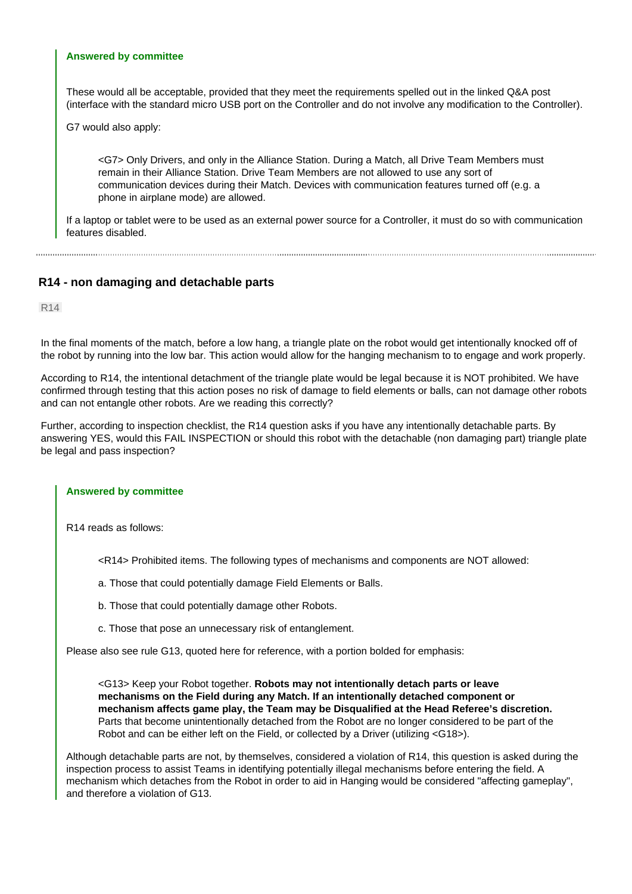**Answered by committee**

These would all be acceptable, provided that they meet the requirements spelled out in the linked Q&A post (interface with the standard micro USB port on the Controller and do not involve any modification to the Controller).

G7 would also apply:

> <G7> Only Drivers, and only in the Alliance Station. During a Match, all Drive Team Members must remain in their Alliance Station. Drive Team Members are not allowed to use any sort of communication devices during their Match. Devices with communication features turned off (e.g. a phone in airplane mode) are allowed.

If a laptop or tablet were to be used as an external power source for a Controller, it must do so with communication features disabled.

---

## R14 - non damaging and detachable parts

R14

In the final moments of the match, before a low hang, a triangle plate on the robot would get intentionally knocked off of the robot by running into the low bar. This action would allow for the hanging mechanism to to engage and work properly.

According to R14, the intentional detachment of the triangle plate would be legal because it is NOT prohibited. We have confirmed through testing that this action poses no risk of damage to field elements or balls, can not damage other robots and can not entangle other robots. Are we reading this correctly?

Further, according to inspection checklist, the R14 question asks if you have any intentionally detachable parts. By answering YES, would this FAIL INSPECTION or should this robot with the detachable (non damaging part) triangle plate be legal and pass inspection?

**Answered by committee**

R14 reads as follows:

> <R14> Prohibited items. The following types of mechanisms and components are NOT allowed:
>
> a. Those that could potentially damage Field Elements or Balls.
>
> b. Those that could potentially damage other Robots.
>
> c. Those that pose an unnecessary risk of entanglement.

Please also see rule G13, quoted here for reference, with a portion bolded for emphasis:

> <G13> Keep your Robot together. **Robots may not intentionally detach parts or leave mechanisms on the Field during any Match. If an intentionally detached component or mechanism affects game play, the Team may be Disqualified at the Head Referee's discretion.** Parts that become unintentionally detached from the Robot are no longer considered to be part of the Robot and can be either left on the Field, or collected by a Driver (utilizing <G18>).

Although detachable parts are not, by themselves, considered a violation of R14, this question is asked during the inspection process to assist Teams in identifying potentially illegal mechanisms before entering the field. A mechanism which detaches from the Robot in order to aid in Hanging would be considered "affecting gameplay", and therefore a violation of G13.